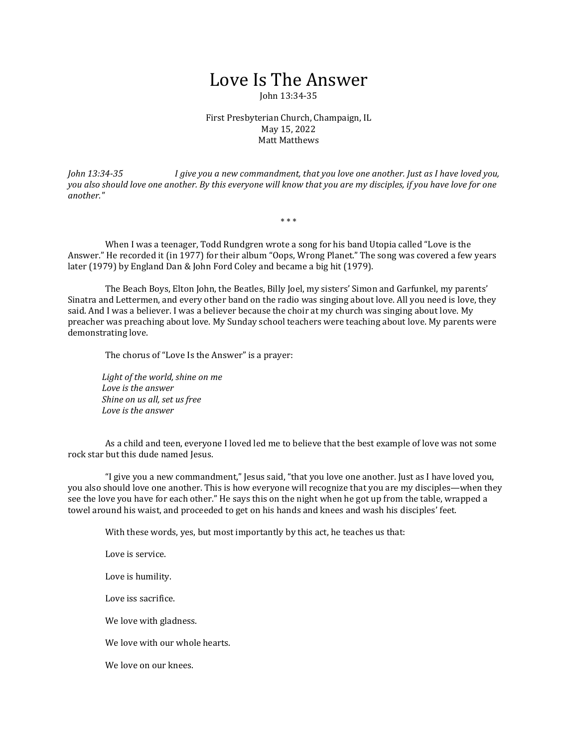# Love Is The Answer

John 13:34-35

First Presbyterian Church, Champaign, IL
May 15, 2022
Matt Matthews

*John 13:34-35* *I give you a new commandment, that you love one another. Just as I have loved you, you also should love one another. By this everyone will know that you are my disciples, if you have love for one another."*

\* \* \*

When I was a teenager, Todd Rundgren wrote a song for his band Utopia called "Love is the Answer." He recorded it (in 1977) for their album "Oops, Wrong Planet." The song was covered a few years later (1979) by England Dan & John Ford Coley and became a big hit (1979).

The Beach Boys, Elton John, the Beatles, Billy Joel, my sisters' Simon and Garfunkel, my parents' Sinatra and Lettermen, and every other band on the radio was singing about love. All you need is love, they said. And I was a believer. I was a believer because the choir at my church was singing about love. My preacher was preaching about love. My Sunday school teachers were teaching about love. My parents were demonstrating love.

The chorus of "Love Is the Answer" is a prayer:

*Light of the world, shine on me*
*Love is the answer*
*Shine on us all, set us free*
*Love is the answer*

As a child and teen, everyone I loved led me to believe that the best example of love was not some rock star but this dude named Jesus.

"I give you a new commandment," Jesus said, "that you love one another. Just as I have loved you, you also should love one another. This is how everyone will recognize that you are my disciples—when they see the love you have for each other." He says this on the night when he got up from the table, wrapped a towel around his waist, and proceeded to get on his hands and knees and wash his disciples' feet.

With these words, yes, but most importantly by this act, he teaches us that:

Love is service.

Love is humility.

Love iss sacrifice.

We love with gladness.

We love with our whole hearts.

We love on our knees.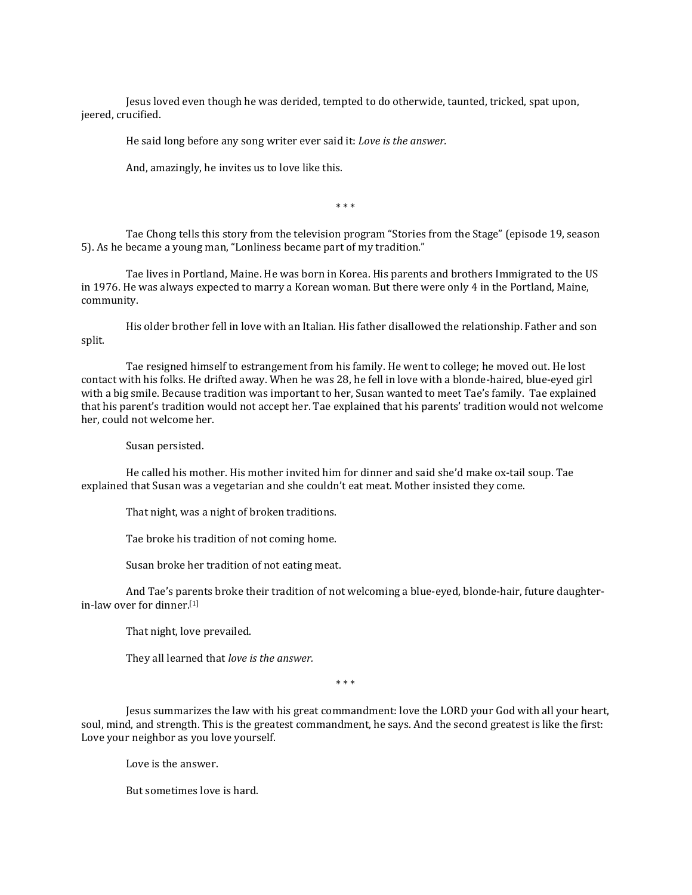Jesus loved even though he was derided, tempted to do otherwide, taunted, tricked, spat upon, jeered, crucified.

He said long before any song writer ever said it: *Love is the answer.*

And, amazingly, he invites us to love like this.

* * *

Tae Chong tells this story from the television program "Stories from the Stage" (episode 19, season 5). As he became a young man, "Lonliness became part of my tradition."

Tae lives in Portland, Maine. He was born in Korea. His parents and brothers Immigrated to the US in 1976. He was always expected to marry a Korean woman. But there were only 4 in the Portland, Maine, community.

His older brother fell in love with an Italian. His father disallowed the relationship. Father and son split.

Tae resigned himself to estrangement from his family. He went to college; he moved out. He lost contact with his folks. He drifted away. When he was 28, he fell in love with a blonde-haired, blue-eyed girl with a big smile. Because tradition was important to her, Susan wanted to meet Tae's family. Tae explained that his parent's tradition would not accept her. Tae explained that his parents' tradition would not welcome her, could not welcome her.

Susan persisted.

He called his mother. His mother invited him for dinner and said she'd make ox-tail soup. Tae explained that Susan was a vegetarian and she couldn't eat meat. Mother insisted they come.

That night, was a night of broken traditions.

Tae broke his tradition of not coming home.

Susan broke her tradition of not eating meat.

And Tae's parents broke their tradition of not welcoming a blue-eyed, blonde-hair, future daughter-in-law over for dinner.[1]

That night, love prevailed.

They all learned that *love is the answer.*

* * *

Jesus summarizes the law with his great commandment: love the LORD your God with all your heart, soul, mind, and strength. This is the greatest commandment, he says. And the second greatest is like the first: Love your neighbor as you love yourself.

Love is the answer.

But sometimes love is hard.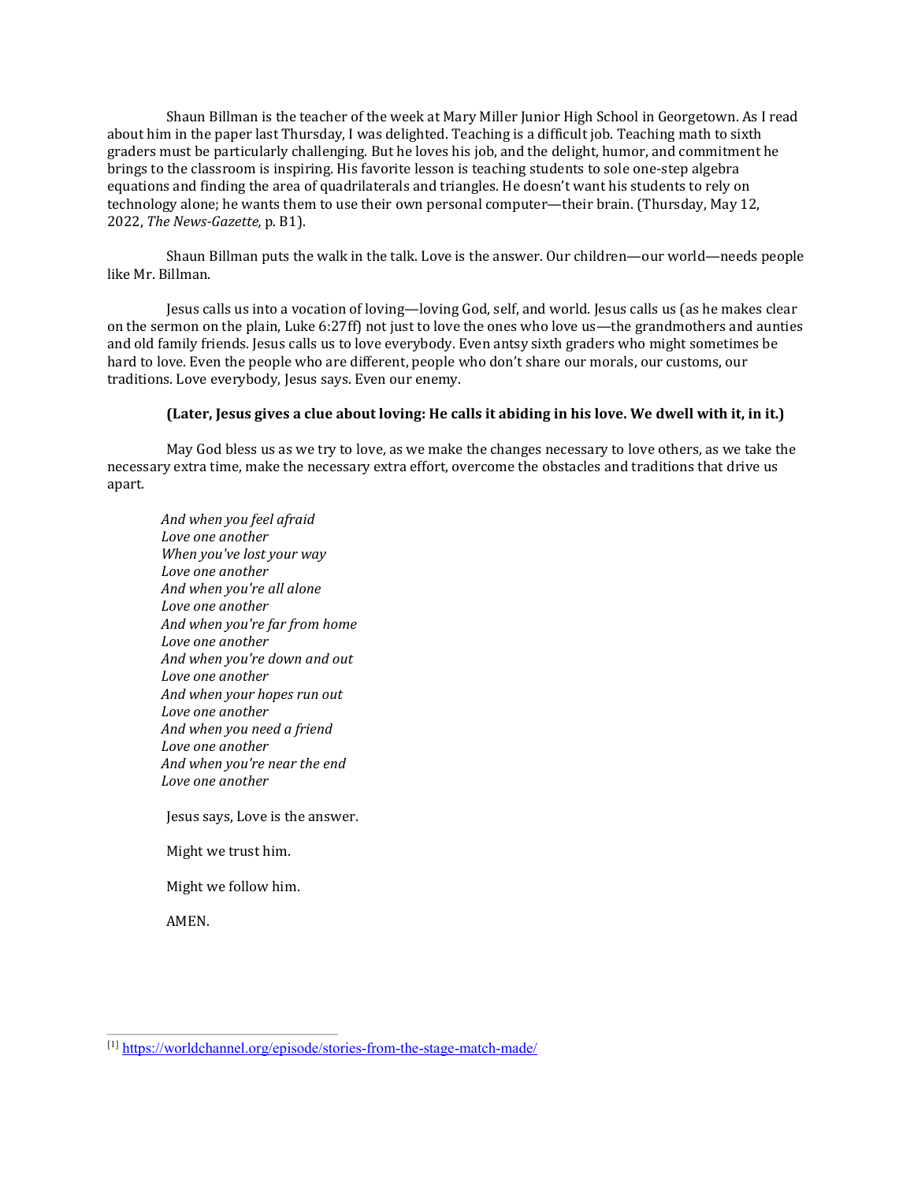Shaun Billman is the teacher of the week at Mary Miller Junior High School in Georgetown. As I read about him in the paper last Thursday, I was delighted. Teaching is a difficult job. Teaching math to sixth graders must be particularly challenging. But he loves his job, and the delight, humor, and commitment he brings to the classroom is inspiring. His favorite lesson is teaching students to sole one-step algebra equations and finding the area of quadrilaterals and triangles. He doesn't want his students to rely on technology alone; he wants them to use their own personal computer—their brain. (Thursday, May 12, 2022, *The News-Gazette,* p. B1).

Shaun Billman puts the walk in the talk. Love is the answer. Our children—our world—needs people like Mr. Billman.

Jesus calls us into a vocation of loving—loving God, self, and world. Jesus calls us (as he makes clear on the sermon on the plain, Luke 6:27ff) not just to love the ones who love us—the grandmothers and aunties and old family friends. Jesus calls us to love everybody. Even antsy sixth graders who might sometimes be hard to love. Even the people who are different, people who don't share our morals, our customs, our traditions. Love everybody, Jesus says. Even our enemy.

**(Later, Jesus gives a clue about loving: He calls it abiding in his love. We dwell with it, in it.)**

May God bless us as we try to love, as we make the changes necessary to love others, as we take the necessary extra time, make the necessary extra effort, overcome the obstacles and traditions that drive us apart.

*And when you feel afraid*
*Love one another*
*When you've lost your way*
*Love one another*
*And when you're all alone*
*Love one another*
*And when you're far from home*
*Love one another*
*And when you're down and out*
*Love one another*
*And when your hopes run out*
*Love one another*
*And when you need a friend*
*Love one another*
*And when you're near the end*
*Love one another*

Jesus says, Love is the answer.

Might we trust him.

Might we follow him.

AMEN.

---

[1] https://worldchannel.org/episode/stories-from-the-stage-match-made/